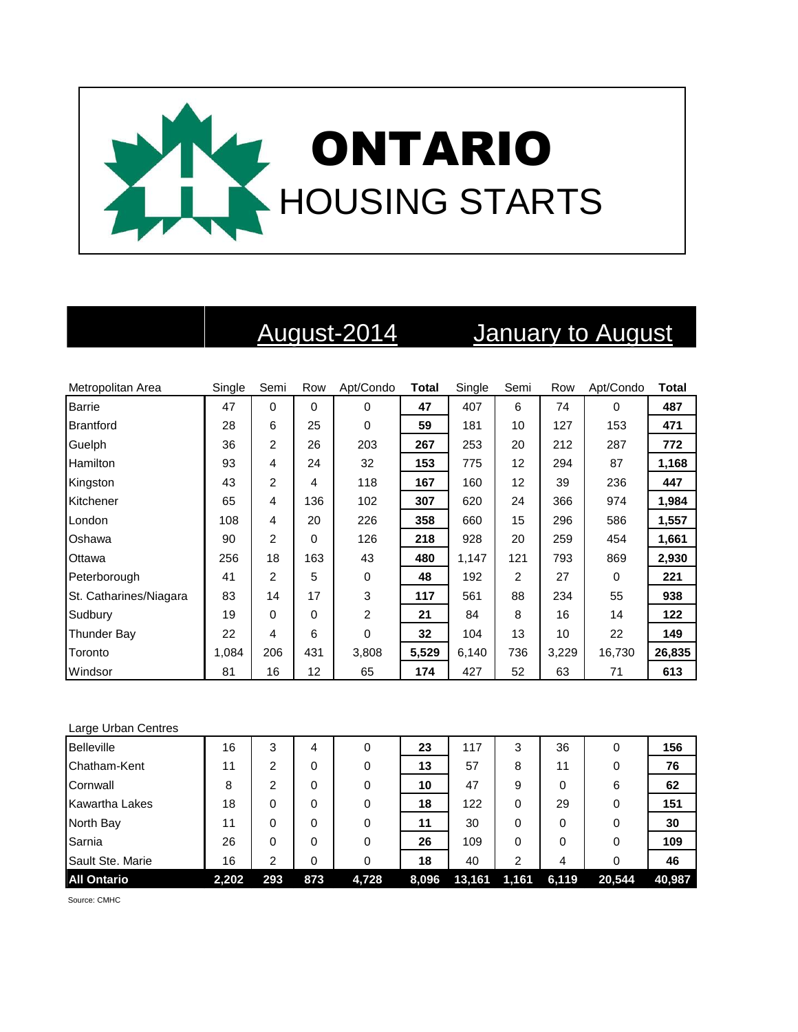# ONTARIO
## HOUSING STARTS

| Metropolitan Area | August-2014 | | | | | January to August | | | | |
|---|---|---|---|---|---|---|---|---|---|---|
| | Single | Semi | Row | Apt/Condo | **Total** | Single | Semi | Row | Apt/Condo | **Total** |
| Barrie | 47 | 0 | 0 | 0 | **47** | 407 | 6 | 74 | 0 | **487** |
| Brantford | 28 | 6 | 25 | 0 | **59** | 181 | 10 | 127 | 153 | **471** |
| Guelph | 36 | 2 | 26 | 203 | **267** | 253 | 20 | 212 | 287 | **772** |
| Hamilton | 93 | 4 | 24 | 32 | **153** | 775 | 12 | 294 | 87 | **1,168** |
| Kingston | 43 | 2 | 4 | 118 | **167** | 160 | 12 | 39 | 236 | **447** |
| Kitchener | 65 | 4 | 136 | 102 | **307** | 620 | 24 | 366 | 974 | **1,984** |
| London | 108 | 4 | 20 | 226 | **358** | 660 | 15 | 296 | 586 | **1,557** |
| Oshawa | 90 | 2 | 0 | 126 | **218** | 928 | 20 | 259 | 454 | **1,661** |
| Ottawa | 256 | 18 | 163 | 43 | **480** | 1,147 | 121 | 793 | 869 | **2,930** |
| Peterborough | 41 | 2 | 5 | 0 | **48** | 192 | 2 | 27 | 0 | **221** |
| St. Catharines/Niagara | 83 | 14 | 17 | 3 | **117** | 561 | 88 | 234 | 55 | **938** |
| Sudbury | 19 | 0 | 0 | 2 | **21** | 84 | 8 | 16 | 14 | **122** |
| Thunder Bay | 22 | 4 | 6 | 0 | **32** | 104 | 13 | 10 | 22 | **149** |
| Toronto | 1,084 | 206 | 431 | 3,808 | **5,529** | 6,140 | 736 | 3,229 | 16,730 | **26,835** |
| Windsor | 81 | 16 | 12 | 65 | **174** | 427 | 52 | 63 | 71 | **613** |

| Large Urban Centres | Single | Semi | Row | Apt/Condo | **Total** | Single | Semi | Row | Apt/Condo | **Total** |
|---|---|---|---|---|---|---|---|---|---|---|
| Belleville | 16 | 3 | 4 | 0 | **23** | 117 | 3 | 36 | 0 | **156** |
| Chatham-Kent | 11 | 2 | 0 | 0 | **13** | 57 | 8 | 11 | 0 | **76** |
| Cornwall | 8 | 2 | 0 | 0 | **10** | 47 | 9 | 0 | 6 | **62** |
| Kawartha Lakes | 18 | 0 | 0 | 0 | **18** | 122 | 0 | 29 | 0 | **151** |
| North Bay | 11 | 0 | 0 | 0 | **11** | 30 | 0 | 0 | 0 | **30** |
| Sarnia | 26 | 0 | 0 | 0 | **26** | 109 | 0 | 0 | 0 | **109** |
| Sault Ste. Marie | 16 | 2 | 0 | 0 | **18** | 40 | 2 | 4 | 0 | **46** |
| **All Ontario** | **2,202** | **293** | **873** | **4,728** | **8,096** | **13,161** | **1,161** | **6,119** | **20,544** | **40,987** |

Source: CMHC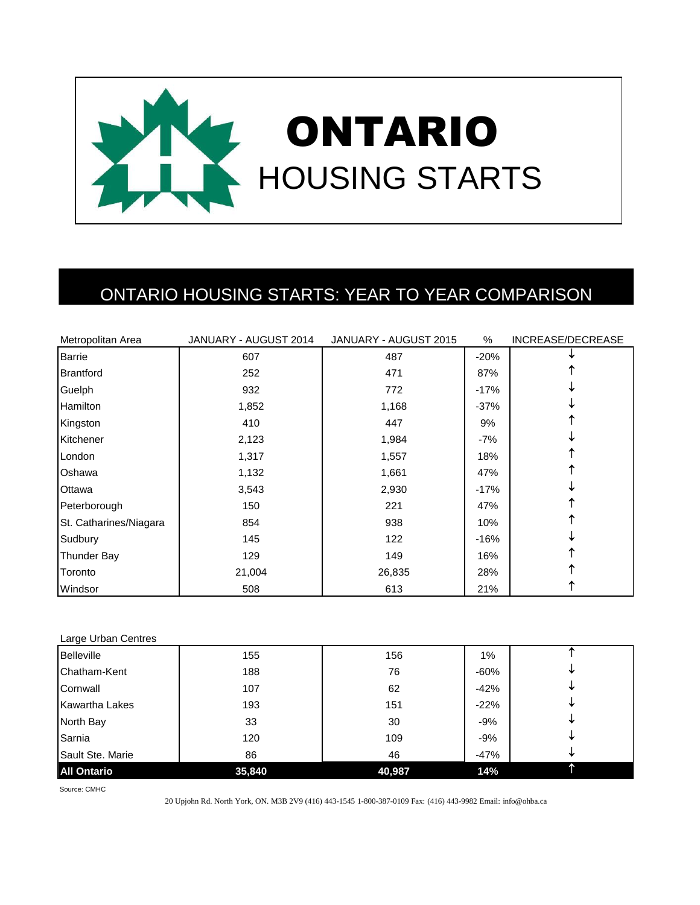# ONTARIO
## HOUSING STARTS

## ONTARIO HOUSING STARTS: YEAR TO YEAR COMPARISON

| Metropolitan Area | JANUARY - AUGUST 2014 | JANUARY - AUGUST 2015 | % | INCREASE/DECREASE |
|---|---|---|---|---|
| Barrie | 607 | 487 | -20% | ↓ |
| Brantford | 252 | 471 | 87% | ↑ |
| Guelph | 932 | 772 | -17% | ↓ |
| Hamilton | 1,852 | 1,168 | -37% | ↓ |
| Kingston | 410 | 447 | 9% | ↑ |
| Kitchener | 2,123 | 1,984 | -7% | ↓ |
| London | 1,317 | 1,557 | 18% | ↑ |
| Oshawa | 1,132 | 1,661 | 47% | ↑ |
| Ottawa | 3,543 | 2,930 | -17% | ↓ |
| Peterborough | 150 | 221 | 47% | ↑ |
| St. Catharines/Niagara | 854 | 938 | 10% | ↑ |
| Sudbury | 145 | 122 | -16% | ↓ |
| Thunder Bay | 129 | 149 | 16% | ↑ |
| Toronto | 21,004 | 26,835 | 28% | ↑ |
| Windsor | 508 | 613 | 21% | ↑ |
| **Large Urban Centres** | | | | |
| Belleville | 155 | 156 | 1% | ↑ |
| Chatham-Kent | 188 | 76 | -60% | ↓ |
| Cornwall | 107 | 62 | -42% | ↓ |
| Kawartha Lakes | 193 | 151 | -22% | ↓ |
| North Bay | 33 | 30 | -9% | ↓ |
| Sarnia | 120 | 109 | -9% | ↓ |
| Sault Ste. Marie | 86 | 46 | -47% | ↓ |
| **All Ontario** | **35,840** | **40,987** | **14%** | ↑ |

Source: CMHC

20 Upjohn Rd. North York, ON. M3B 2V9 (416) 443-1545 1-800-387-0109 Fax: (416) 443-9982 Email: info@ohba.ca